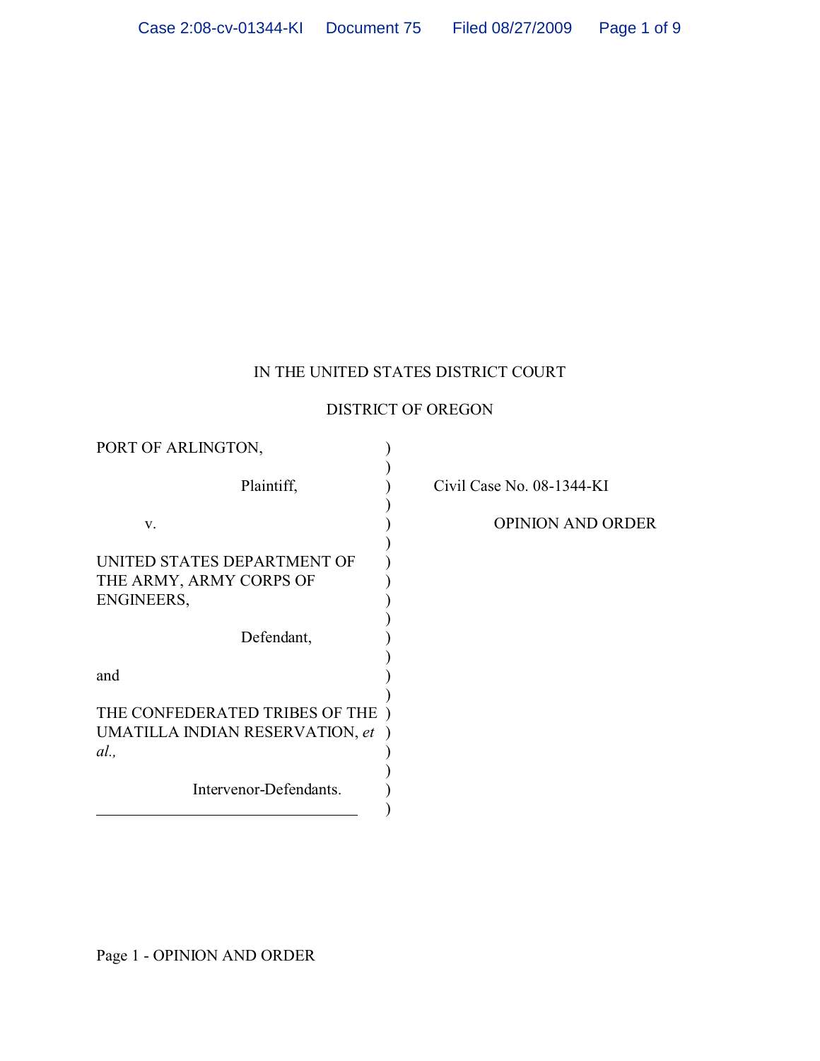IN THE UNITED STATES DISTRICT COURT

DISTRICT OF OREGON

| | | |
|---|---|---|
| PORT OF ARLINGTON, | ) | |
| Plaintiff, | ) | Civil Case No. 08-1344-KI |
| v. | ) | OPINION AND ORDER |
| UNITED STATES DEPARTMENT OF THE ARMY, ARMY CORPS OF ENGINEERS, | ) | |
| Defendant, | ) | |
| and | ) | |
| THE CONFEDERATED TRIBES OF THE UMATILLA INDIAN RESERVATION, *et al.*, | ) | |
| Intervenor-Defendants. | ) | |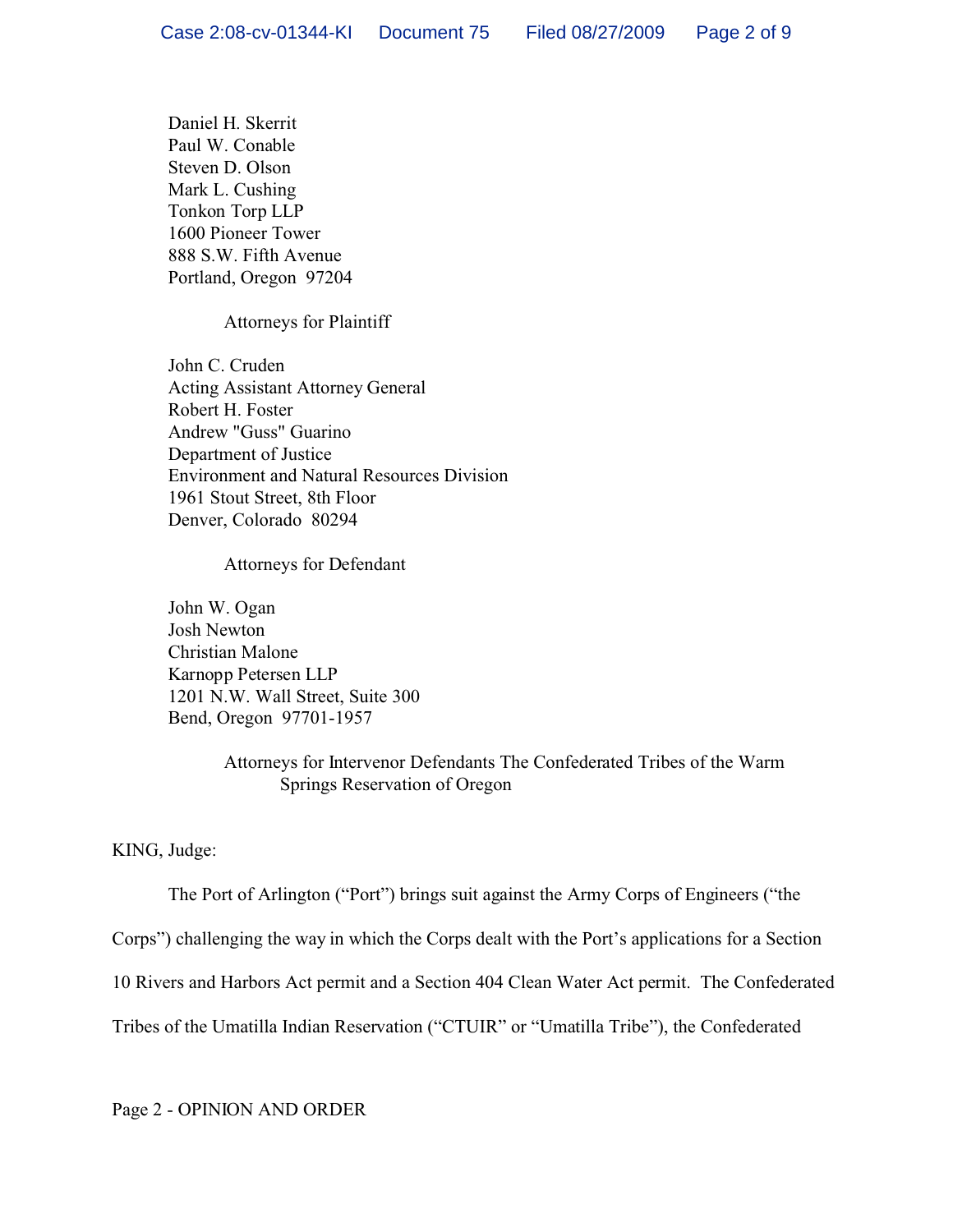Daniel H. Skerrit
Paul W. Conable
Steven D. Olson
Mark L. Cushing
Tonkon Torp LLP
1600 Pioneer Tower
888 S.W. Fifth Avenue
Portland, Oregon 97204

Attorneys for Plaintiff

John C. Cruden
Acting Assistant Attorney General
Robert H. Foster
Andrew "Guss" Guarino
Department of Justice
Environment and Natural Resources Division
1961 Stout Street, 8th Floor
Denver, Colorado 80294

Attorneys for Defendant

John W. Ogan
Josh Newton
Christian Malone
Karnopp Petersen LLP
1201 N.W. Wall Street, Suite 300
Bend, Oregon 97701-1957

Attorneys for Intervenor Defendants The Confederated Tribes of the Warm Springs Reservation of Oregon

KING, Judge:

The Port of Arlington ("Port") brings suit against the Army Corps of Engineers ("the Corps") challenging the way in which the Corps dealt with the Port's applications for a Section 10 Rivers and Harbors Act permit and a Section 404 Clean Water Act permit. The Confederated Tribes of the Umatilla Indian Reservation ("CTUIR" or "Umatilla Tribe"), the Confederated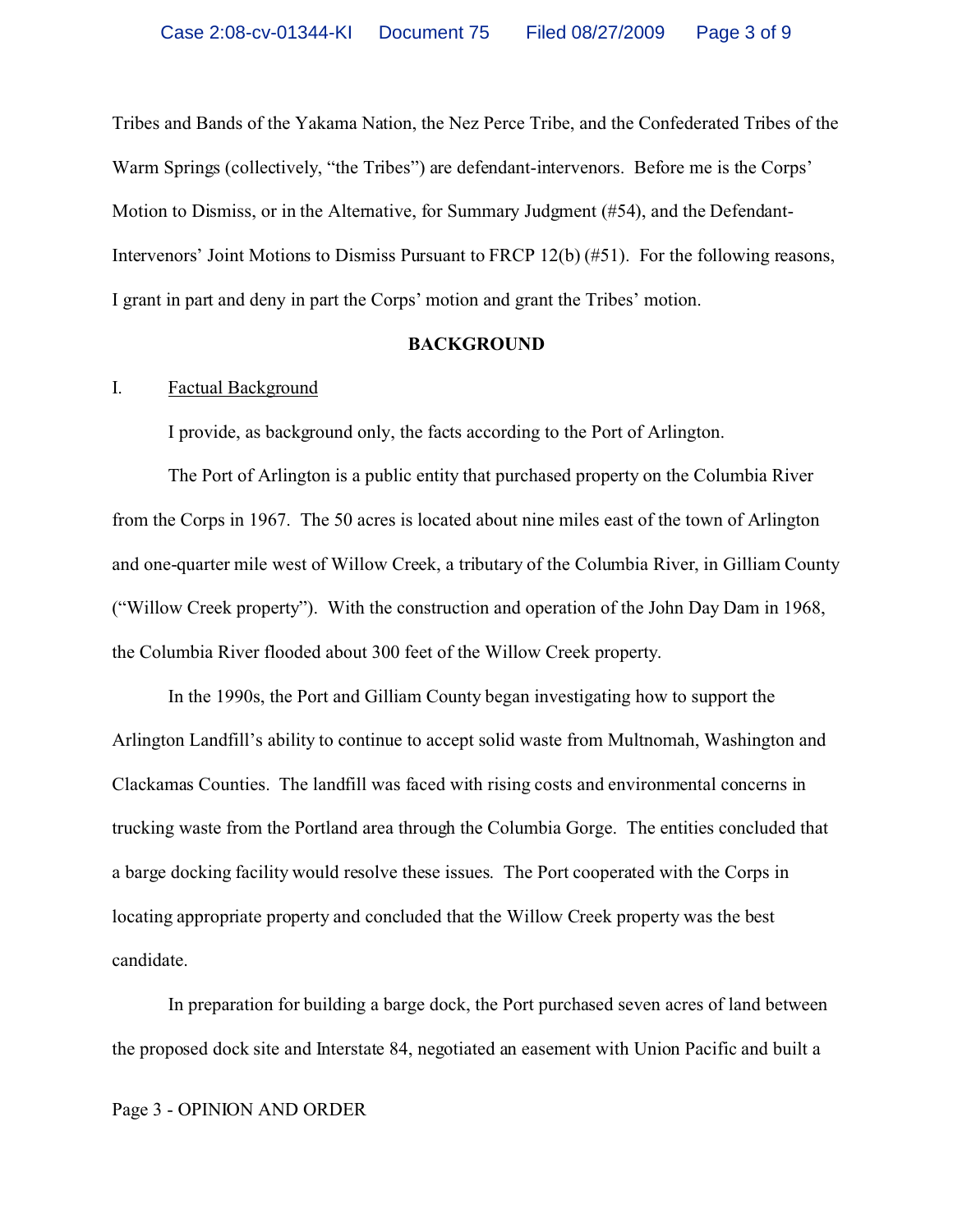Tribes and Bands of the Yakama Nation, the Nez Perce Tribe, and the Confederated Tribes of the Warm Springs (collectively, "the Tribes") are defendant-intervenors. Before me is the Corps' Motion to Dismiss, or in the Alternative, for Summary Judgment (#54), and the Defendant-Intervenors' Joint Motions to Dismiss Pursuant to FRCP 12(b) (#51). For the following reasons, I grant in part and deny in part the Corps' motion and grant the Tribes' motion.

## BACKGROUND

### I. Factual Background

I provide, as background only, the facts according to the Port of Arlington.

The Port of Arlington is a public entity that purchased property on the Columbia River from the Corps in 1967. The 50 acres is located about nine miles east of the town of Arlington and one-quarter mile west of Willow Creek, a tributary of the Columbia River, in Gilliam County ("Willow Creek property"). With the construction and operation of the John Day Dam in 1968, the Columbia River flooded about 300 feet of the Willow Creek property.

In the 1990s, the Port and Gilliam County began investigating how to support the Arlington Landfill's ability to continue to accept solid waste from Multnomah, Washington and Clackamas Counties. The landfill was faced with rising costs and environmental concerns in trucking waste from the Portland area through the Columbia Gorge. The entities concluded that a barge docking facility would resolve these issues. The Port cooperated with the Corps in locating appropriate property and concluded that the Willow Creek property was the best candidate.

In preparation for building a barge dock, the Port purchased seven acres of land between the proposed dock site and Interstate 84, negotiated an easement with Union Pacific and built a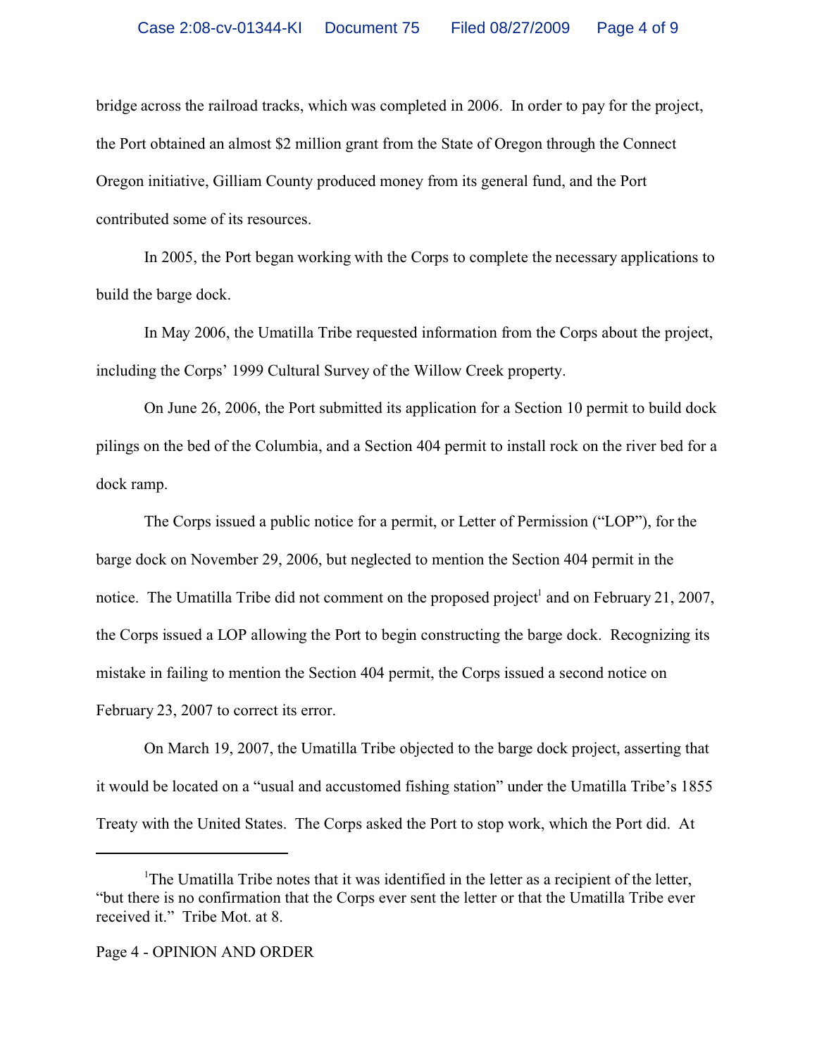bridge across the railroad tracks, which was completed in 2006. In order to pay for the project, the Port obtained an almost $2 million grant from the State of Oregon through the Connect Oregon initiative, Gilliam County produced money from its general fund, and the Port contributed some of its resources.

In 2005, the Port began working with the Corps to complete the necessary applications to build the barge dock.

In May 2006, the Umatilla Tribe requested information from the Corps about the project, including the Corps' 1999 Cultural Survey of the Willow Creek property.

On June 26, 2006, the Port submitted its application for a Section 10 permit to build dock pilings on the bed of the Columbia, and a Section 404 permit to install rock on the river bed for a dock ramp.

The Corps issued a public notice for a permit, or Letter of Permission ("LOP"), for the barge dock on November 29, 2006, but neglected to mention the Section 404 permit in the notice. The Umatilla Tribe did not comment on the proposed project[1] and on February 21, 2007, the Corps issued a LOP allowing the Port to begin constructing the barge dock. Recognizing its mistake in failing to mention the Section 404 permit, the Corps issued a second notice on February 23, 2007 to correct its error.

On March 19, 2007, the Umatilla Tribe objected to the barge dock project, asserting that it would be located on a "usual and accustomed fishing station" under the Umatilla Tribe's 1855 Treaty with the United States. The Corps asked the Port to stop work, which the Port did. At

---

[1]The Umatilla Tribe notes that it was identified in the letter as a recipient of the letter, "but there is no confirmation that the Corps ever sent the letter or that the Umatilla Tribe ever received it." Tribe Mot. at 8.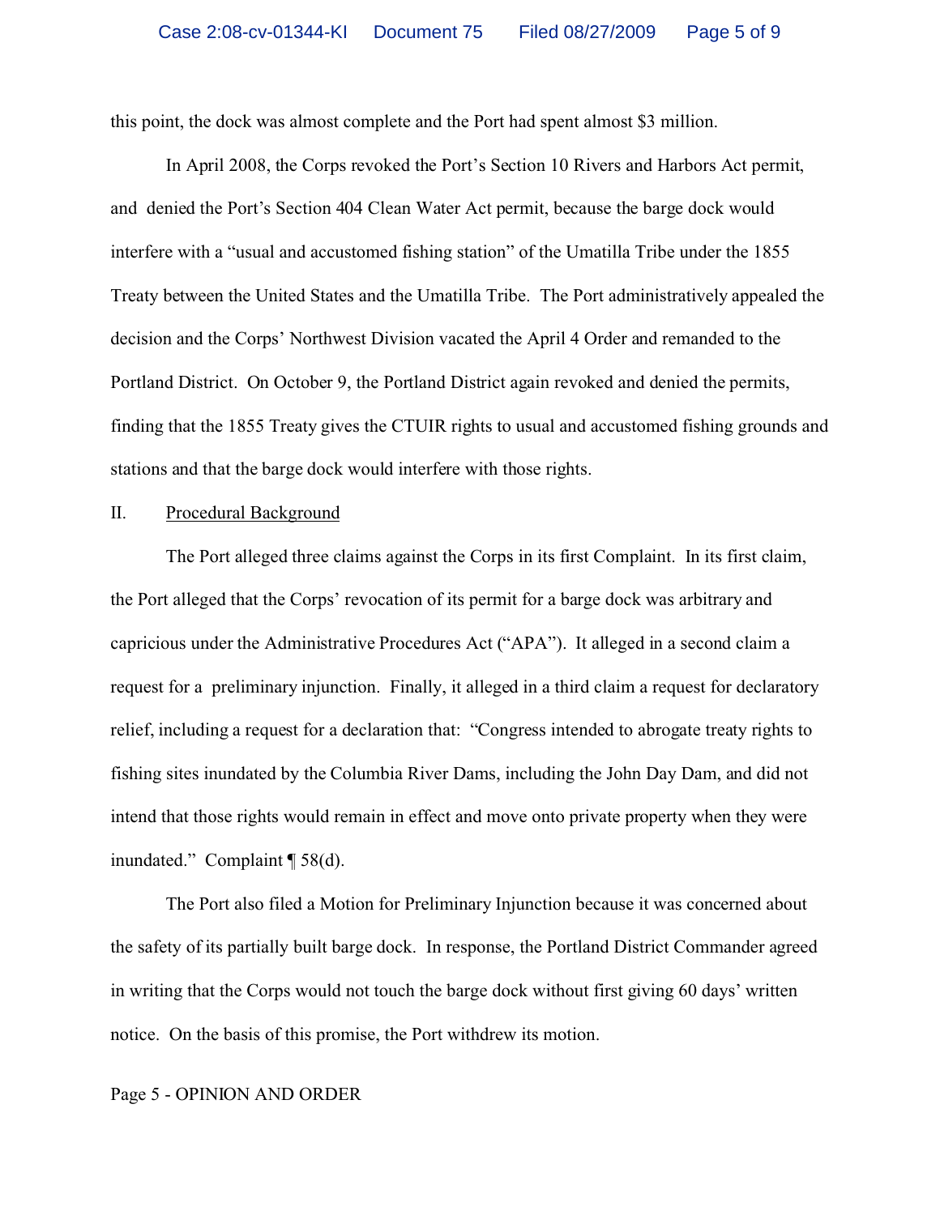this point, the dock was almost complete and the Port had spent almost $3 million.

In April 2008, the Corps revoked the Port's Section 10 Rivers and Harbors Act permit, and denied the Port's Section 404 Clean Water Act permit, because the barge dock would interfere with a "usual and accustomed fishing station" of the Umatilla Tribe under the 1855 Treaty between the United States and the Umatilla Tribe. The Port administratively appealed the decision and the Corps' Northwest Division vacated the April 4 Order and remanded to the Portland District. On October 9, the Portland District again revoked and denied the permits, finding that the 1855 Treaty gives the CTUIR rights to usual and accustomed fishing grounds and stations and that the barge dock would interfere with those rights.

## II. Procedural Background

The Port alleged three claims against the Corps in its first Complaint. In its first claim, the Port alleged that the Corps' revocation of its permit for a barge dock was arbitrary and capricious under the Administrative Procedures Act ("APA"). It alleged in a second claim a request for a preliminary injunction. Finally, it alleged in a third claim a request for declaratory relief, including a request for a declaration that: "Congress intended to abrogate treaty rights to fishing sites inundated by the Columbia River Dams, including the John Day Dam, and did not intend that those rights would remain in effect and move onto private property when they were inundated." Complaint ¶ 58(d).

The Port also filed a Motion for Preliminary Injunction because it was concerned about the safety of its partially built barge dock. In response, the Portland District Commander agreed in writing that the Corps would not touch the barge dock without first giving 60 days' written notice. On the basis of this promise, the Port withdrew its motion.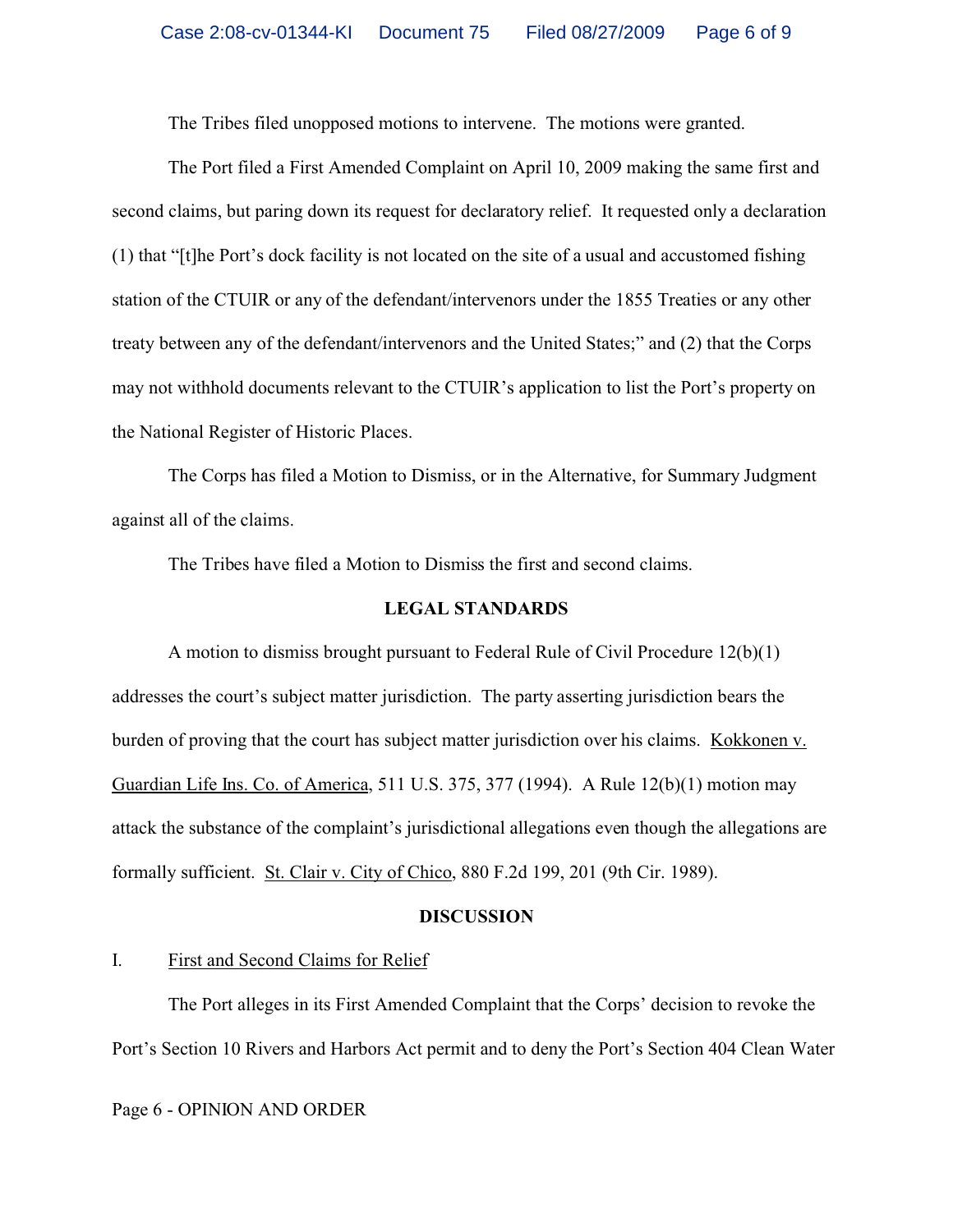The Tribes filed unopposed motions to intervene. The motions were granted.

The Port filed a First Amended Complaint on April 10, 2009 making the same first and second claims, but paring down its request for declaratory relief. It requested only a declaration (1) that "[t]he Port's dock facility is not located on the site of a usual and accustomed fishing station of the CTUIR or any of the defendant/intervenors under the 1855 Treaties or any other treaty between any of the defendant/intervenors and the United States;" and (2) that the Corps may not withhold documents relevant to the CTUIR's application to list the Port's property on the National Register of Historic Places.

The Corps has filed a Motion to Dismiss, or in the Alternative, for Summary Judgment against all of the claims.

The Tribes have filed a Motion to Dismiss the first and second claims.

## LEGAL STANDARDS

A motion to dismiss brought pursuant to Federal Rule of Civil Procedure 12(b)(1) addresses the court's subject matter jurisdiction. The party asserting jurisdiction bears the burden of proving that the court has subject matter jurisdiction over his claims. Kokkonen v. Guardian Life Ins. Co. of America, 511 U.S. 375, 377 (1994). A Rule 12(b)(1) motion may attack the substance of the complaint's jurisdictional allegations even though the allegations are formally sufficient. St. Clair v. City of Chico, 880 F.2d 199, 201 (9th Cir. 1989).

## DISCUSSION

### I. First and Second Claims for Relief

The Port alleges in its First Amended Complaint that the Corps' decision to revoke the Port's Section 10 Rivers and Harbors Act permit and to deny the Port's Section 404 Clean Water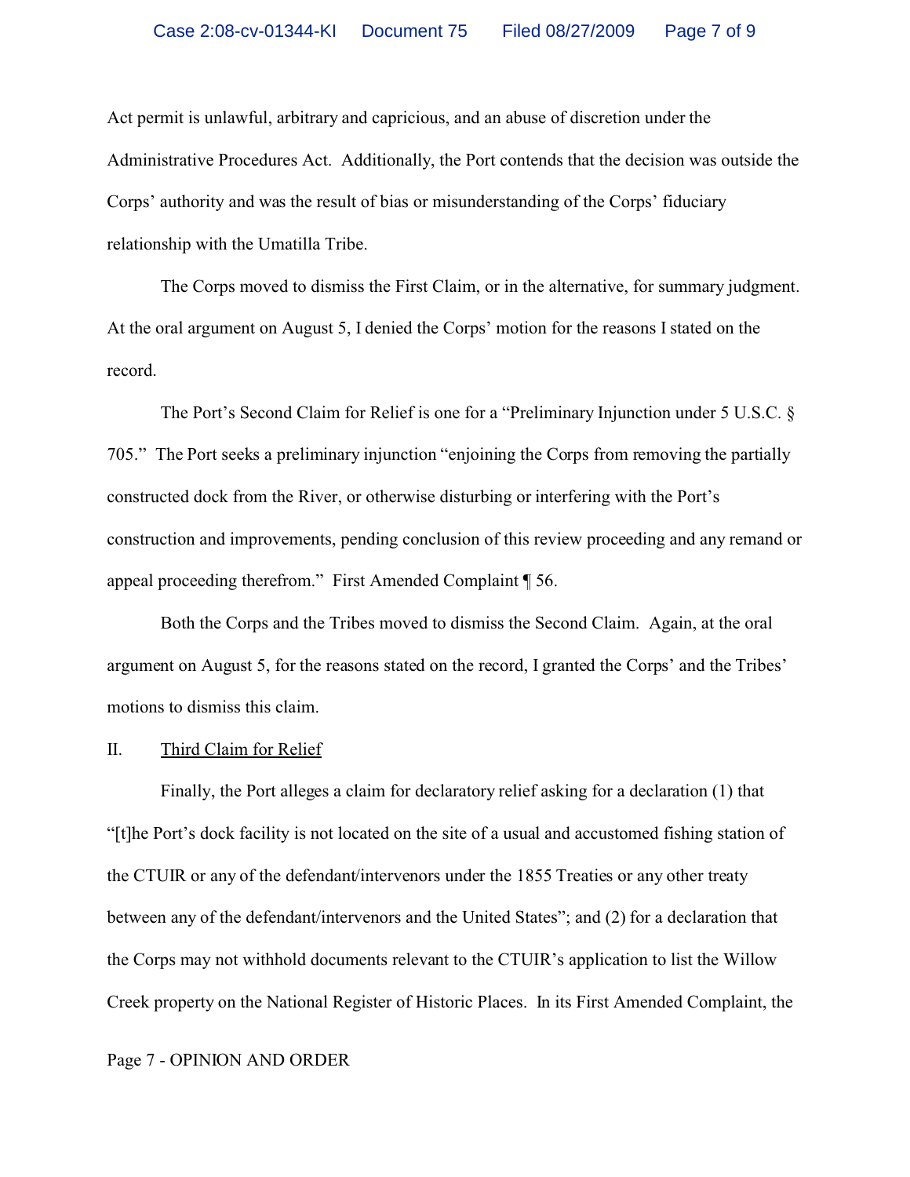Act permit is unlawful, arbitrary and capricious, and an abuse of discretion under the Administrative Procedures Act. Additionally, the Port contends that the decision was outside the Corps' authority and was the result of bias or misunderstanding of the Corps' fiduciary relationship with the Umatilla Tribe.

The Corps moved to dismiss the First Claim, or in the alternative, for summary judgment. At the oral argument on August 5, I denied the Corps' motion for the reasons I stated on the record.

The Port's Second Claim for Relief is one for a "Preliminary Injunction under 5 U.S.C. § 705." The Port seeks a preliminary injunction "enjoining the Corps from removing the partially constructed dock from the River, or otherwise disturbing or interfering with the Port's construction and improvements, pending conclusion of this review proceeding and any remand or appeal proceeding therefrom." First Amended Complaint ¶ 56.

Both the Corps and the Tribes moved to dismiss the Second Claim. Again, at the oral argument on August 5, for the reasons stated on the record, I granted the Corps' and the Tribes' motions to dismiss this claim.

## II. Third Claim for Relief

Finally, the Port alleges a claim for declaratory relief asking for a declaration (1) that "[t]he Port's dock facility is not located on the site of a usual and accustomed fishing station of the CTUIR or any of the defendant/intervenors under the 1855 Treaties or any other treaty between any of the defendant/intervenors and the United States"; and (2) for a declaration that the Corps may not withhold documents relevant to the CTUIR's application to list the Willow Creek property on the National Register of Historic Places. In its First Amended Complaint, the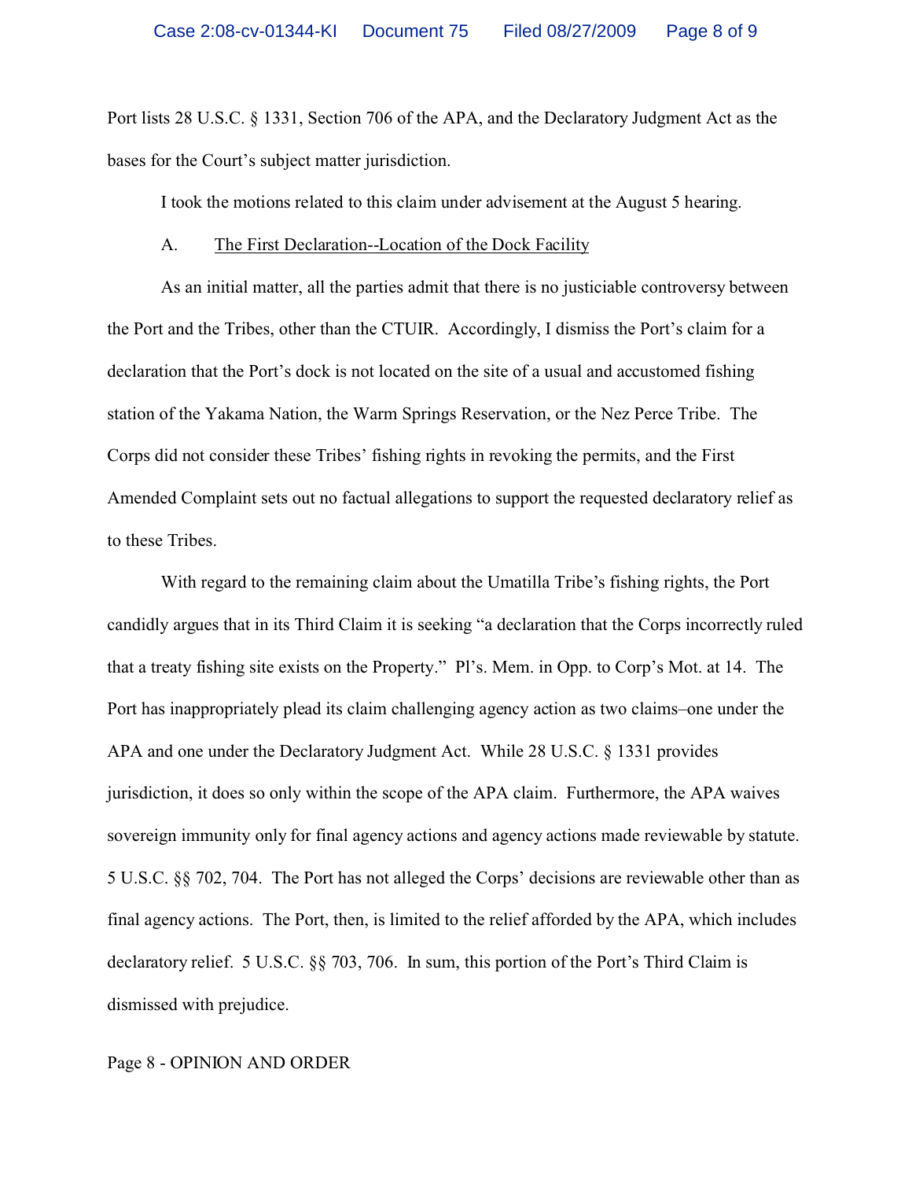Port lists 28 U.S.C. § 1331, Section 706 of the APA, and the Declaratory Judgment Act as the bases for the Court's subject matter jurisdiction.

I took the motions related to this claim under advisement at the August 5 hearing.

A. <u>The First Declaration--Location of the Dock Facility</u>

As an initial matter, all the parties admit that there is no justiciable controversy between the Port and the Tribes, other than the CTUIR. Accordingly, I dismiss the Port's claim for a declaration that the Port's dock is not located on the site of a usual and accustomed fishing station of the Yakama Nation, the Warm Springs Reservation, or the Nez Perce Tribe. The Corps did not consider these Tribes' fishing rights in revoking the permits, and the First Amended Complaint sets out no factual allegations to support the requested declaratory relief as to these Tribes.

With regard to the remaining claim about the Umatilla Tribe's fishing rights, the Port candidly argues that in its Third Claim it is seeking "a declaration that the Corps incorrectly ruled that a treaty fishing site exists on the Property." Pl's. Mem. in Opp. to Corp's Mot. at 14. The Port has inappropriately plead its claim challenging agency action as two claims–one under the APA and one under the Declaratory Judgment Act. While 28 U.S.C. § 1331 provides jurisdiction, it does so only within the scope of the APA claim. Furthermore, the APA waives sovereign immunity only for final agency actions and agency actions made reviewable by statute. 5 U.S.C. §§ 702, 704. The Port has not alleged the Corps' decisions are reviewable other than as final agency actions. The Port, then, is limited to the relief afforded by the APA, which includes declaratory relief. 5 U.S.C. §§ 703, 706. In sum, this portion of the Port's Third Claim is dismissed with prejudice.

Page 8 - OPINION AND ORDER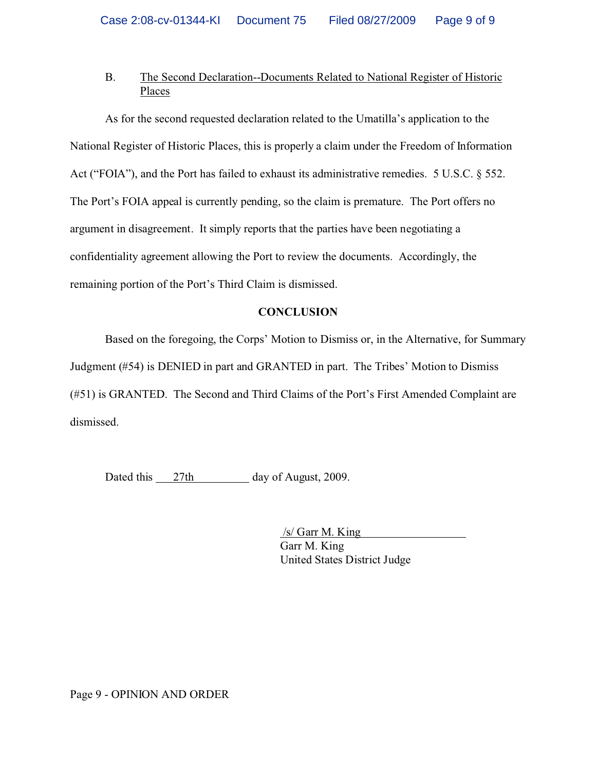B. The Second Declaration--Documents Related to National Register of Historic Places

As for the second requested declaration related to the Umatilla's application to the National Register of Historic Places, this is properly a claim under the Freedom of Information Act ("FOIA"), and the Port has failed to exhaust its administrative remedies. 5 U.S.C. § 552. The Port's FOIA appeal is currently pending, so the claim is premature. The Port offers no argument in disagreement. It simply reports that the parties have been negotiating a confidentiality agreement allowing the Port to review the documents. Accordingly, the remaining portion of the Port's Third Claim is dismissed.

**CONCLUSION**

Based on the foregoing, the Corps' Motion to Dismiss or, in the Alternative, for Summary Judgment (#54) is DENIED in part and GRANTED in part. The Tribes' Motion to Dismiss (#51) is GRANTED. The Second and Third Claims of the Port's First Amended Complaint are dismissed.

Dated this 27th day of August, 2009.

/s/ Garr M. King
Garr M. King
United States District Judge